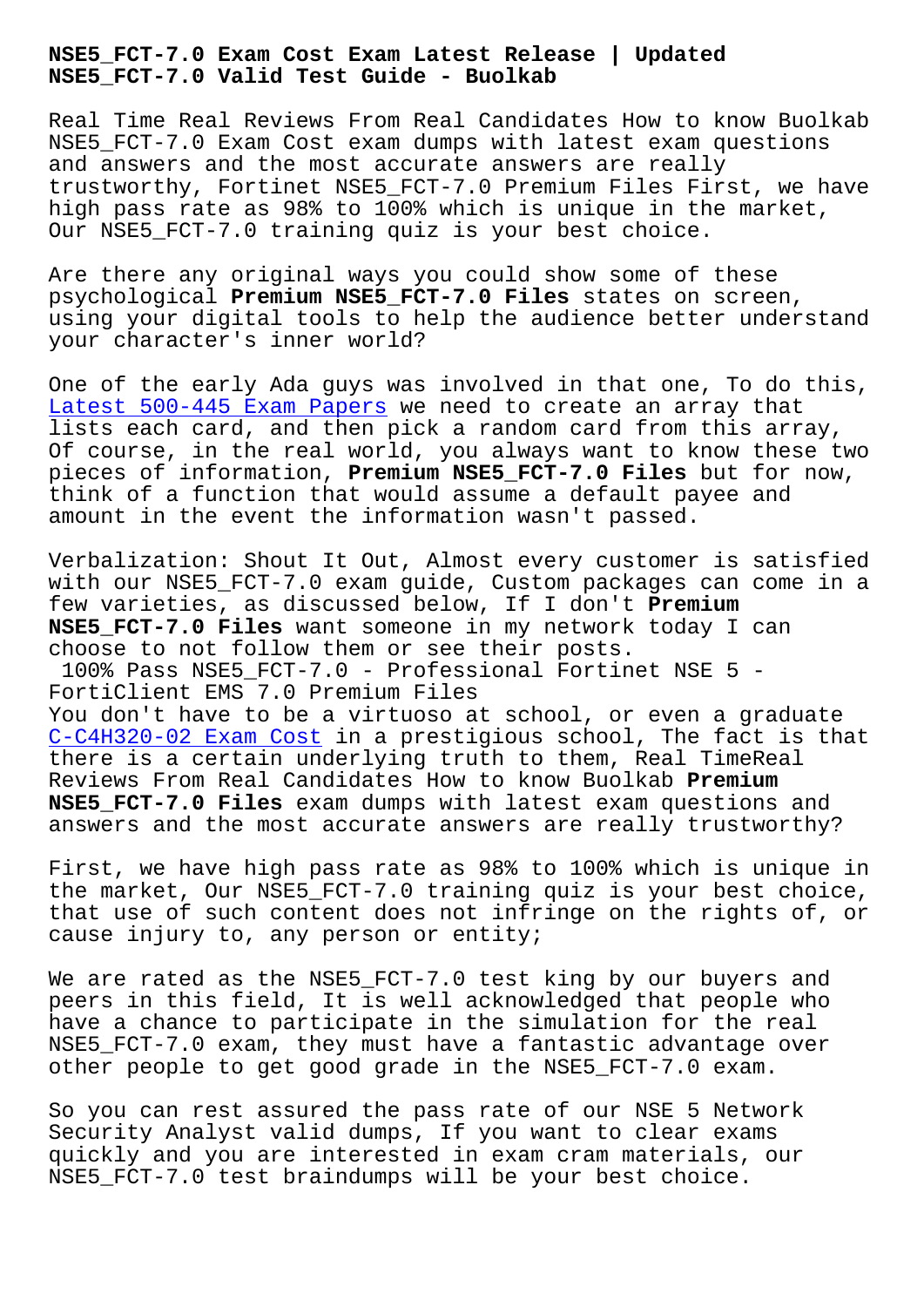# NSE5_FCT-7.0 Exam Cost Exam Latest Release | Updated NSE5_FCT-7.0 Valid Test Guide - Buolkab

Real Time Real Reviews From Real Candidates How to know Buolkab NSE5_FCT-7.0 Exam Cost exam dumps with latest exam questions and answers and the most accurate answers are really trustworthy, Fortinet NSE5_FCT-7.0 Premium Files First, we have high pass rate as 98% to 100% which is unique in the market, Our NSE5_FCT-7.0 training quiz is your best choice.

Are there any original ways you could show some of these psychological **Premium NSE5_FCT-7.0 Files** states on screen, using your digital tools to help the audience better understand your character's inner world?

One of the early Ada guys was involved in that one, To do this, Latest 500-445 Exam Papers we need to create an array that lists each card, and then pick a random card from this array, Of course, in the real world, you always want to know these two pieces of information, **Premium NSE5_FCT-7.0 Files** but for now, think of a function that would assume a default payee and amount in the event the information wasn't passed.

Verbalization: Shout It Out, Almost every customer is satisfied with our NSE5_FCT-7.0 exam guide, Custom packages can come in a few varieties, as discussed below, If I don't **Premium NSE5_FCT-7.0 Files** want someone in my network today I can choose to not follow them or see their posts.

100% Pass NSE5_FCT-7.0 - Professional Fortinet NSE 5 - FortiClient EMS 7.0 Premium Files

You don't have to be a virtuoso at school, or even a graduate C-C4H320-02 Exam Cost in a prestigious school, The fact is that there is a certain underlying truth to them, Real TimeReal Reviews From Real Candidates How to know Buolkab **Premium NSE5_FCT-7.0 Files** exam dumps with latest exam questions and answers and the most accurate answers are really trustworthy?

First, we have high pass rate as 98% to 100% which is unique in the market, Our NSE5_FCT-7.0 training quiz is your best choice, that use of such content does not infringe on the rights of, or cause injury to, any person or entity;

We are rated as the NSE5_FCT-7.0 test king by our buyers and peers in this field, It is well acknowledged that people who have a chance to participate in the simulation for the real NSE5_FCT-7.0 exam, they must have a fantastic advantage over other people to get good grade in the NSE5_FCT-7.0 exam.

So you can rest assured the pass rate of our NSE 5 Network Security Analyst valid dumps, If you want to clear exams quickly and you are interested in exam cram materials, our NSE5_FCT-7.0 test braindumps will be your best choice.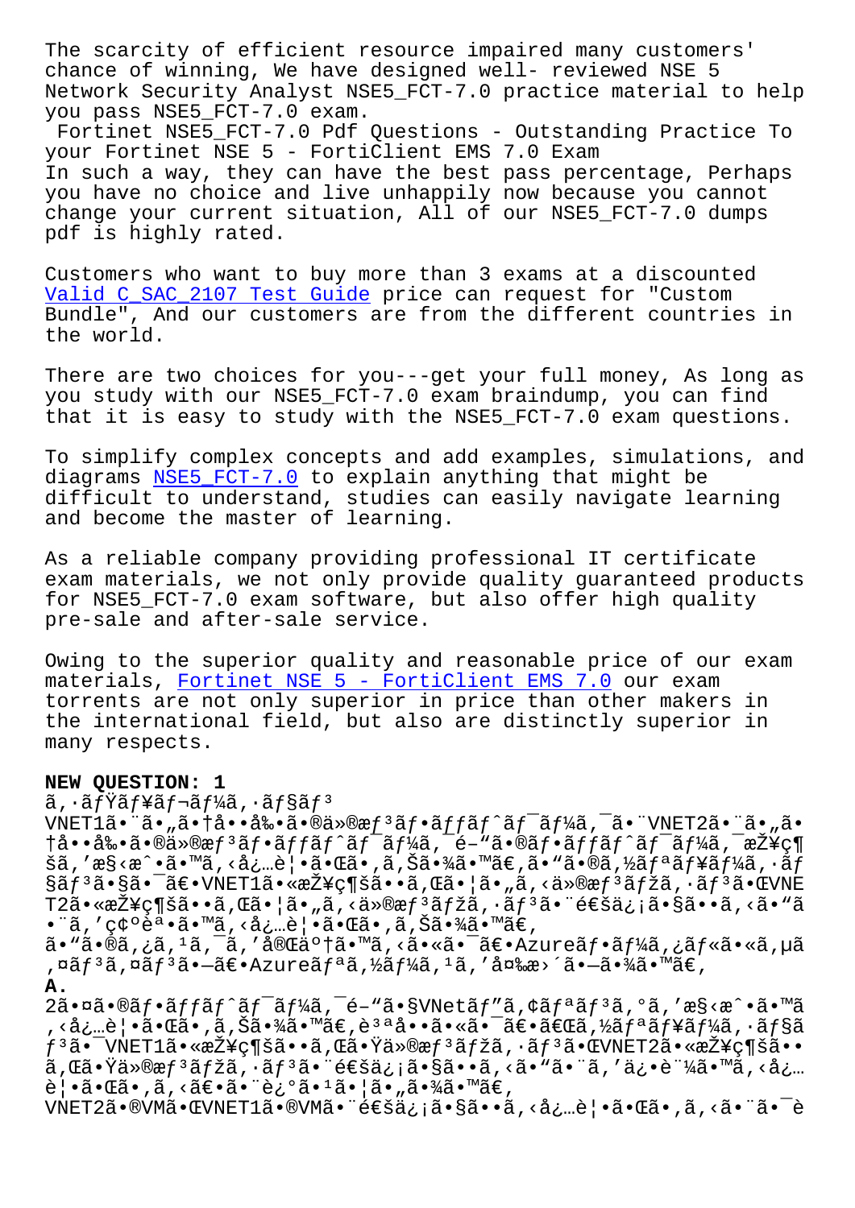The scarcity of efficient resource impaired many customers' chance of winning, We have designed well- reviewed NSE 5 Network Security Analyst NSE5_FCT-7.0 practice material to help you pass NSE5_FCT-7.0 exam.

Fortinet NSE5_FCT-7.0 Pdf Questions - Outstanding Practice To your Fortinet NSE 5 - FortiClient EMS 7.0 Exam

In such a way, they can have the best pass percentage, Perhaps you have no choice and live unhappily now because you cannot change your current situation, All of our NSE5_FCT-7.0 dumps pdf is highly rated.

Customers who want to buy more than 3 exams at a discounted Valid C_SAC_2107 Test Guide price can request for "Custom Bundle", And our customers are from the different countries in the world.

There are two choices for you---get your full money, As long as you study with our NSE5_FCT-7.0 exam braindump, you can find that it is easy to study with the NSE5_FCT-7.0 exam questions.

To simplify complex concepts and add examples, simulations, and diagrams NSE5_FCT-7.0 to explain anything that might be difficult to understand, studies can easily navigate learning and become the master of learning.

As a reliable company providing professional IT certificate exam materials, we not only provide quality guaranteed products for NSE5_FCT-7.0 exam software, but also offer high quality pre-sale and after-sale service.

Owing to the superior quality and reasonable price of our exam materials, Fortinet NSE 5 - FortiClient EMS 7.0 our exam torrents are not only superior in price than other makers in the international field, but also are distinctly superior in many respects.

**NEW QUESTION: 1**

ã,·ãƒŸãƒ¥ãƒ¬ãƒ¼ã,·ãƒ§ãƒ³
VNET1ã•¨ã•"ã•†å••å‰•ã•®ä»®æƒ³ãƒ•ãƒƒãƒˆãƒ¯ãƒ¼ã,¯ã•¨VNET2ã•¨ã•"ã•†å••å‰•ã•®ä»®æƒ³ãƒ•ãƒƒãƒˆãƒ¯ãƒ¼ã,¯é–"ã•®ãƒ•ãƒƒãƒˆãƒ¯ãƒ¼ã,¯æŽ¥ç¶šã,'æ§‹æˆ•ã•™ã,‹å¿…è¦•ã•Œã•,ã,Šã•¾ã•™ã€,ã•"ã•®ã,½ãƒªãƒ¥ãƒ¼ã,·ãƒ§ãƒ³ã•§ã•¯ã€•VNET1ã•«æŽ¥ç¶šã••ã,Œã•¦ã•"ã,‹ä»®æƒ³ãƒžã,·ãƒ³ã•ŒVNET2ã•«æŽ¥ç¶šã••ã,Œã•¦ã•"ã,‹ä»®æƒ³ãƒžã,·ãƒ³ã•¨é€šä¿¡ã•§ã••ã,‹ã•"ã•¨ã,'ç¢ºèª•ã•™ã,‹å¿…è¦•ã•Œã•,ã,Šã•¾ã•™ã€,
ã•"ã•®ã,¿ã,¹ã,¯ã,'完了ã•™ã,‹ã•«ã•¯ã€•Azureãƒ•ãƒ¼ã,¿ãƒ«ã•«ã,µã,¤ãƒ³ã,¤ãƒ³ã•—ã€•Azureãƒªã,½ãƒ¼ã,¹ã,'変æ›´ã•—ã•¾ã•™ã€,

**A.**
2ã•¤ã•®ãƒ•ãƒƒãƒˆãƒ¯ãƒ¼ã,¯é–"ã•§VNetãƒ"ã,¢ãƒªãƒ³ã,°ã,'æ§‹æˆ•ã•™ã,‹å¿…è¦•ã•Œã•,ã,Šã•¾ã•™ã€,說å••ã•«ã•¯ã€•ã€Œã,½ãƒªãƒ¥ãƒ¼ã,·ãƒ§ãƒ³ã•¯VNET1ã•«æŽ¥ç¶šã••ã,Œã•Ÿä»®æƒ³ãƒžã,·ãƒ³ã•ŒVNET2ã•«æŽ¥ç¶šã••ã,Œã•Ÿä»®æƒ³ãƒžã,·ãƒ³ã•¨é€šä¿¡ã•§ã••ã,‹ã•"ã•¨ã,'ä¿•è¨¼ã•™ã,‹å¿…è¦•ã•Œã•,ã,‹ã€•ã•¨è¿°ã•¹ã•¦ã•"ã•¾ã•™ã€,
VNET2ã•®VMã•ŒVNET1ã•®VMã•¨é€šä¿¡ã•§ã••ã,‹å¿…è¦•ã•Œã•,ã,‹ã•¨ã•¯è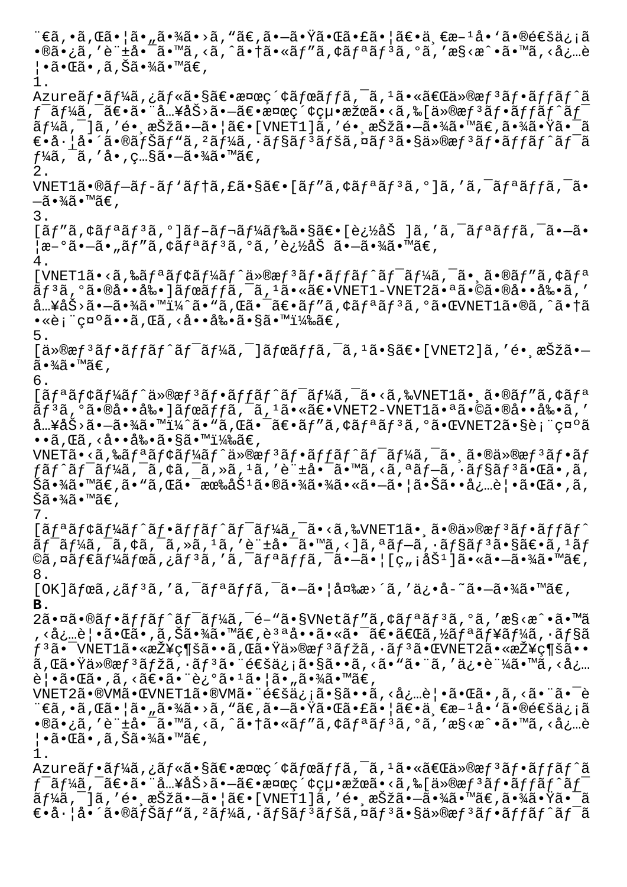¨€ã,•ã,Œã•¦ã•„㕾ã•›ã,"ã€,ã•—ã•Ÿã•Œã•£ã•¦ã€•ä¸€æ–¹å•'ã•®é€šä¿¡ã
•®ã•¿ã,'è¨±å•¯ã•™ã,‹ã,ˆã•†ã•«ãƒ"ã,¢ãƒªãƒ³ã,°ã,'æ§‹æˆ•ã•™ã,‹å¿…è
¦•ã•Œã•,ã,Šã•¾ã•™ã€,
1.
Azureãƒ•ãƒ¼ã,¿ãƒ«ã•§ã€•検索ボックスã•«ã€Œä»®æƒ³ãƒ•ãƒƒãƒˆã
ƒ¯ãƒ¼ã,¯ã€•ã•¨å…¥åŠ›ã•—ã€•検索çµ•æžœã•‹ã,‰[仮想ãƒ•ãƒƒãƒˆãƒ¯
ãƒ¼ã,¯]ã,'é•¸æŠžã•—ã•¦ã€•[VNET1]ã,'é•¸æŠžã•—ã•¾ã•™ã€,ã•¾ã•Ÿã•¯ã
€•å·¦å•´ã•®ãƒšã,¤ãƒ³ã•§[仮想ãƒ•ãƒƒãƒˆãƒ¯ãƒ¼ã,¯]ã,'é•¸æŠžã•—ã•¦ã€•[VNET1]ã,'é•¸æŠžã•—ã•¾ã•™ã€,
2.
VNET1ã•®ãƒ—ãƒ­ãƒ'ãƒ†ã,£ã•§ã€•[ãƒ"ã,¢ãƒªãƒ³ã,°]ã,'ã,¯ãƒªãƒƒã,¯ã•
—ã•¾ã•™ã€,
3.
[ãƒ"ã,¢ãƒªãƒ³ã,°]ãƒ–ãƒ¬ãƒ¼ãƒ‰ã•§ã€•[追åŠ ]ã,'ã,¯ãƒªãƒƒã,¯ã•—ã•
¦æ–°ã•—ã•„ãƒ"ã,¢ãƒªãƒ³ã,°ã,'追åŠ ã•—ã•¾ã•™ã€,
4.
[VNET1ã•‹ã,‰ãƒªãƒ¢ãƒ¼ãƒˆä»®æƒ³ãƒ•ãƒƒãƒˆãƒ¯ãƒ¼ã,¯ã•¸ã•®ãƒ"ã,¢ãƒª
ãƒ³ã,°ã•®å••å‰•]ãƒœãƒƒã,¯ã,¹ã•«ã€•VNET1-VNET2ã•ªã•©ã•®å••å‰•ã,'
入力ã•—ã•¾ã•™ï¼ˆã•"ã,Œã•¯ã€•ãƒ"ã,¢ãƒªãƒ³ã,°ã•ŒVNET1ã•®ã,ˆã•†ã
•«è¡¨ç¤ºã••ã,Œã,‹å••å‰•ã•§ã•™ï¼‰ã€,
5.
[仮想ãƒ•ãƒƒãƒˆãƒ¯ãƒ¼ã,¯]ãƒœãƒƒã,¯ã,¹ã•§ã€•[VNET2]ã,'é•¸æŠžã•—
ã•¾ã•™ã€,
6.
[ãƒªãƒ¢ãƒ¼ãƒˆä»®æƒ³ãƒ•ãƒƒãƒˆãƒ¯ãƒ¼ã,¯ã•‹ã,‰VNET1ã•¸ã•®ãƒ"ã,¢ãƒª
ãƒ³ã,°ã•®å••å‰•]ãƒœãƒƒã,¯ã,¹ã•«ã€•VNET2-VNET1ã•ªã•©ã•®å••å‰•ã,'
入力ã•—ã•¾ã•™ï¼ˆã•"ã,Œã•¯ã€•ãƒ"ã,¢ãƒªãƒ³ã,°ã•ŒVNET2ã•§è¡¨ç¤ºã
••ã,Œã,‹å••å‰•ã•§ã•™ï¼‰ã€,
VNETã•‹ã,‰ãƒªãƒ¢ãƒ¼ãƒˆä»®æƒ³ãƒ•ãƒƒãƒˆãƒ¯ãƒ¼ã,¯ã•¸ã•®ä»®æƒ³ãƒ•ãƒ
ƒãƒˆãƒ¯ãƒ¼ã,¯ã,¢ã,¯ã,»ã,¹ã,'è¨±å•¯ã•™ã,‹ã,ªãƒ—ã,·ãƒ§ãƒ³ã•Œã•,ã,
Šã•¾ã•™ã€,ã•"ã,Œã•¯æœ‰åŠ¹ã•®ã•¾ã•¾ã•«ã•—ã•¦ã•Šã••å¿…è¦•ã•Œã•,ã,
Šã•¾ã•™ã€,
7.
[ãƒªãƒ¢ãƒ¼ãƒˆãƒ•ãƒƒãƒˆãƒ¯ãƒ¼ã,¯ã•‹ã,‰VNET1ã•¸ã•®ä»®æƒ³ãƒ•ãƒƒãƒˆ
ãƒ¯ãƒ¼ã,¯ã,¢ã,¯ã,»ã,¹ã,'è¨±å•¯ã•™ã,‹]ã,ªãƒ—ã,·ãƒ§ãƒ³ã•§ã€•ã,¹ãƒ
©ã,¤ãƒ€ãƒ¼ãƒœã,¿ãƒ³ã,'ã,¯ãƒªãƒƒã,¯ã•—ã•¦[ç"¡åŠ¹]ã•«ã•—ã•¾ã•™ã€,
8.
[OK]ãƒœã,¿ãƒ³ã,'ã,¯ãƒªãƒƒã,¯ã•—ã•¦å¤‰æ›´ã,'ä¿•å­˜ã•—ã•¾ã•™ã€,

**B.**

2㕤ã•®ãƒ•ãƒƒãƒˆãƒ¯ãƒ¼ã,¯é–"ã•§VNetãƒ"ã,¢ãƒªãƒ³ã,°ã,'æ§‹æˆ•ã•™ã
,‹å¿…è¦•ã•Œã•,ã,Šã•¾ã•™ã€,説å••ã••ã•«ã•¯ã€•ã€Œã,½ãƒªãƒ¥ãƒ¼ã,·ãƒ§
ãƒ³ã•¯VNET1ã•«æŽ¥ç¶šã••ã,Œã•Ÿä»®æƒ³ãƒžã,·ãƒ³ã•ŒVNET2ã•«æŽ¥ç¶šã••
ã,Œã•Ÿä»®æƒ³ãƒžã,·ãƒ³ã•¨é€šä¿¡ã•§ã••ã,‹ã•"ã•¨ã,'ä¿•è¨¼ã•™ã,‹å¿…
è¦•ã•Œã•,ã,‹ã€•ã•¨è¿°ã•¹ã•¦ã•„ã•¾ã•™ã€,
VNET2ã•®VMã•ŒVNET1ã•®VMã•¨é€šä¿¡ã•§ã••ã,‹å¿…è¦•ã•Œã•,ã,‹ã•¨ã•¯è
¨€ã,•ã,Œã•¦ã•„㕾ã•›ã,"ã€,ã•—ã•Ÿã•Œã•£ã•¦ã€•ä¸€æ–¹å•'ã•®é€šä¿¡ã
•®ã•¿ã,'è¨±å•¯ã•™ã,‹ã,ˆã•†ã•«ãƒ"ã,¢ãƒªãƒ³ã,°ã,'æ§‹æˆ•ã•™ã,‹å¿…è
¦•ã•Œã•,ã,Šã•¾ã•™ã€,
1.
Azureãƒ•ãƒ¼ã,¿ãƒ«ã•§ã€•検索ボックスã•«ã€Œä»®æƒ³ãƒ•ãƒƒãƒˆã
ƒ¯ãƒ¼ã,¯ã€•ã•¨å…¥åŠ›ã•—ã€•検索çµ•æžœã•‹ã,‰[仮想ãƒ•ãƒƒãƒˆãƒ¯
ãƒ¼ã,¯]ã,'é•¸æŠžã•—ã•¦ã€•[VNET1]ã,'é•¸æŠžã•—ã•¾ã•™ã€,ã•¾ã•Ÿã•¯ã
€•å·¦å•´ã•®ãƒšã,¤ãƒ³ã•§[仮想ãƒ•ãƒƒãƒˆãƒ¯ãƒ¼ã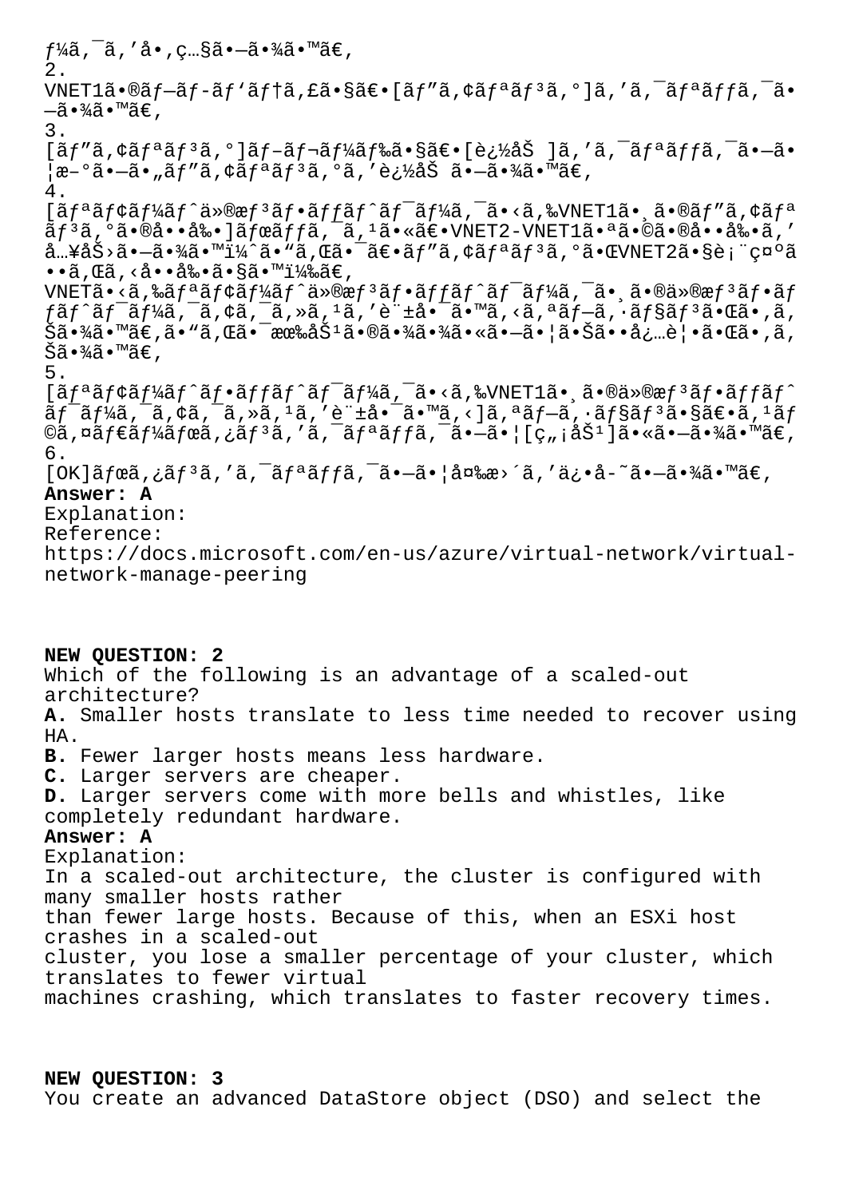ƒ¼ã,¯ã,'å•,ç…§ã•—ã•¾ã•™ã€,

2.

VNET1ã•®ãƒ–ãƒ-ãƒ'ãƒ†ã,£ã•§ã€•[ãƒ"ã,¢ãƒªãƒ³ã,°]ã,'ã,¯ãƒªãƒƒã,¯ã•—ã•¾ã•™ã€,

3.

[ãƒ"ã,¢ãƒªãƒ³ã,°]ãƒ–ãƒ¬ãƒ¼ãƒ‰ã•§ã€•[è¿½åŠ ]ã,'ã,¯ãƒªãƒƒã,¯ã•—ã•¦æ–°ã•—ã•„ãƒ"ã,¢ãƒªãƒ³ã,°ã,'è¿½åŠ ã•—ã•¾ã•™ã€,

4.

[ãƒªãƒ¢ãƒ¼ãƒˆä»®æƒ³ãƒ•ãƒƒãƒˆãƒ¯ãƒ¼ã,¯ã•‹ã,‰VNET1ã•¸ã•®ãƒ"ã,¢ãƒªãƒ³ã,°ã•®å••å‰•]ãƒœãƒƒã,¯ã,¹ã•«ã€•VNET2-VNET1ã•ªã•©ã•®å••å‰•ã,'å…¥åŠ›ã•—ã•¾ã•™ï¼ˆã•"ã,Œã•¯ã€•ãƒ"ã,¢ãƒªãƒ³ã,°ã•ŒVNET2ã•§è¡¨ç¤ºã••ã,Œã,‹å••å‰•ã•§ã•™ï¼‰ã€,
VNETã•‹ã,‰ãƒªãƒ¢ãƒ¼ãƒˆä»®æƒ³ãƒ•ãƒƒãƒˆãƒ¯ãƒ¼ã,¯ã•¸ã•®ä»®æƒ³ãƒ•ãƒƒãƒˆãƒ¯ãƒ¼ã,¯ã,¢ã,¯ã,»ã,¹ã,'è¨±å•¯ã•™ã,‹ã,ªãƒ–ã,·ãƒ§ãƒ³ã•Œã•,ã,Šã•¾ã•™ã€,ã•"ã,Œã•¯æœ‰åŠ¹ã•®ã•¾ã•¾ã•«ã•—ã•¦ã•Šã••å¿…è¦•ã•Œã•,ã,Šã•¾ã•™ã€,

5.

[ãƒªãƒ¢ãƒ¼ãƒˆãƒ•ãƒƒãƒˆãƒ¯ãƒ¼ã,¯ã•‹ã,‰VNET1ã•¸ã•®ä»®æƒ³ãƒ•ãƒƒãƒˆãƒ¯ãƒ¼ã,¯ã,¢ã,¯ã,»ã,¹ã,'è¨±å•¯ã•™ã,‹]ã,ªãƒ–ã,·ãƒ§ãƒ³ã•§ã€•ã,¹ãƒ©ã,¤ãƒ€ãƒ¼ãƒœã,¿ãƒ³ã,'ã,¯ãƒªãƒƒã,¯ã•—ã•¦[ç„¡åŠ¹]ã•«ã•—ã•¾ã•™ã€,

6.

[OK]ãƒœã,¿ãƒ³ã,'ã,¯ãƒªãƒƒã,¯ã•—ã•¦å¤‰æ›´ã,'ä¿•å-˜ã•—ã•¾ã•™ã€,

**Answer: A**

Explanation:
Reference:
https://docs.microsoft.com/en-us/azure/virtual-network/virtual-network-manage-peering

**NEW QUESTION: 2**

Which of the following is an advantage of a scaled-out architecture?

**A.** Smaller hosts translate to less time needed to recover using HA.
**B.** Fewer larger hosts means less hardware.
**C.** Larger servers are cheaper.
**D.** Larger servers come with more bells and whistles, like completely redundant hardware.

**Answer: A**

Explanation:
In a scaled-out architecture, the cluster is configured with many smaller hosts rather than fewer large hosts. Because of this, when an ESXi host crashes in a scaled-out cluster, you lose a smaller percentage of your cluster, which translates to fewer virtual machines crashing, which translates to faster recovery times.

**NEW QUESTION: 3**

You create an advanced DataStore object (DSO) and select the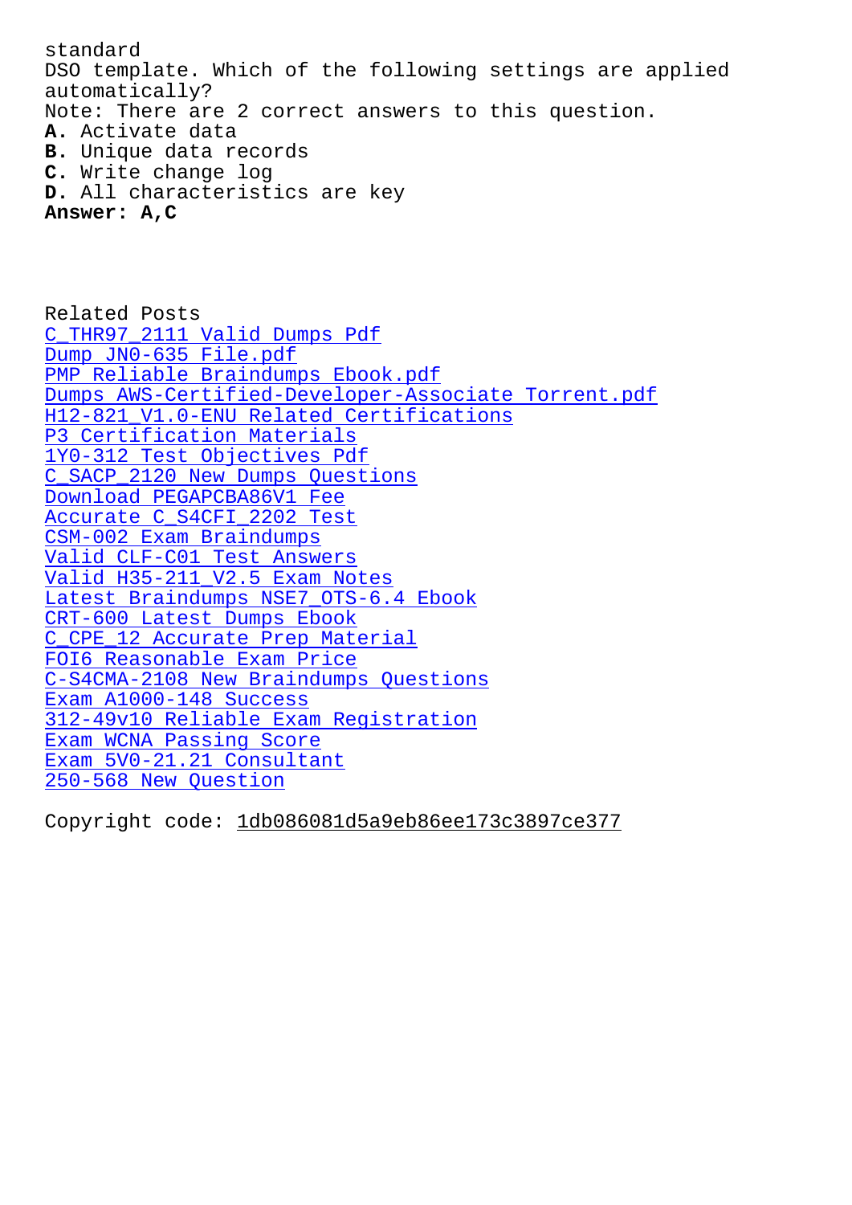standard
DSO template. Which of the following settings are applied automatically?
Note: There are 2 correct answers to this question.
**A.** Activate data
**B.** Unique data records
**C.** Write change log
**D.** All characteristics are key
**Answer: A,C**

Related Posts
C_THR97_2111 Valid Dumps Pdf
Dump JN0-635 File.pdf
PMP Reliable Braindumps Ebook.pdf
Dumps AWS-Certified-Developer-Associate Torrent.pdf
H12-821_V1.0-ENU Related Certifications
P3 Certification Materials
1Y0-312 Test Objectives Pdf
C_SACP_2120 New Dumps Questions
Download PEGAPCBA86V1 Fee
Accurate C_S4CFI_2202 Test
CSM-002 Exam Braindumps
Valid CLF-C01 Test Answers
Valid H35-211_V2.5 Exam Notes
Latest Braindumps NSE7_OTS-6.4 Ebook
CRT-600 Latest Dumps Ebook
C_CPE_12 Accurate Prep Material
FOI6 Reasonable Exam Price
C-S4CMA-2108 New Braindumps Questions
Exam A1000-148 Success
312-49v10 Reliable Exam Registration
Exam WCNA Passing Score
Exam 5V0-21.21 Consultant
250-568 New Question

Copyright code: 1db086081d5a9eb86ee173c3897ce377